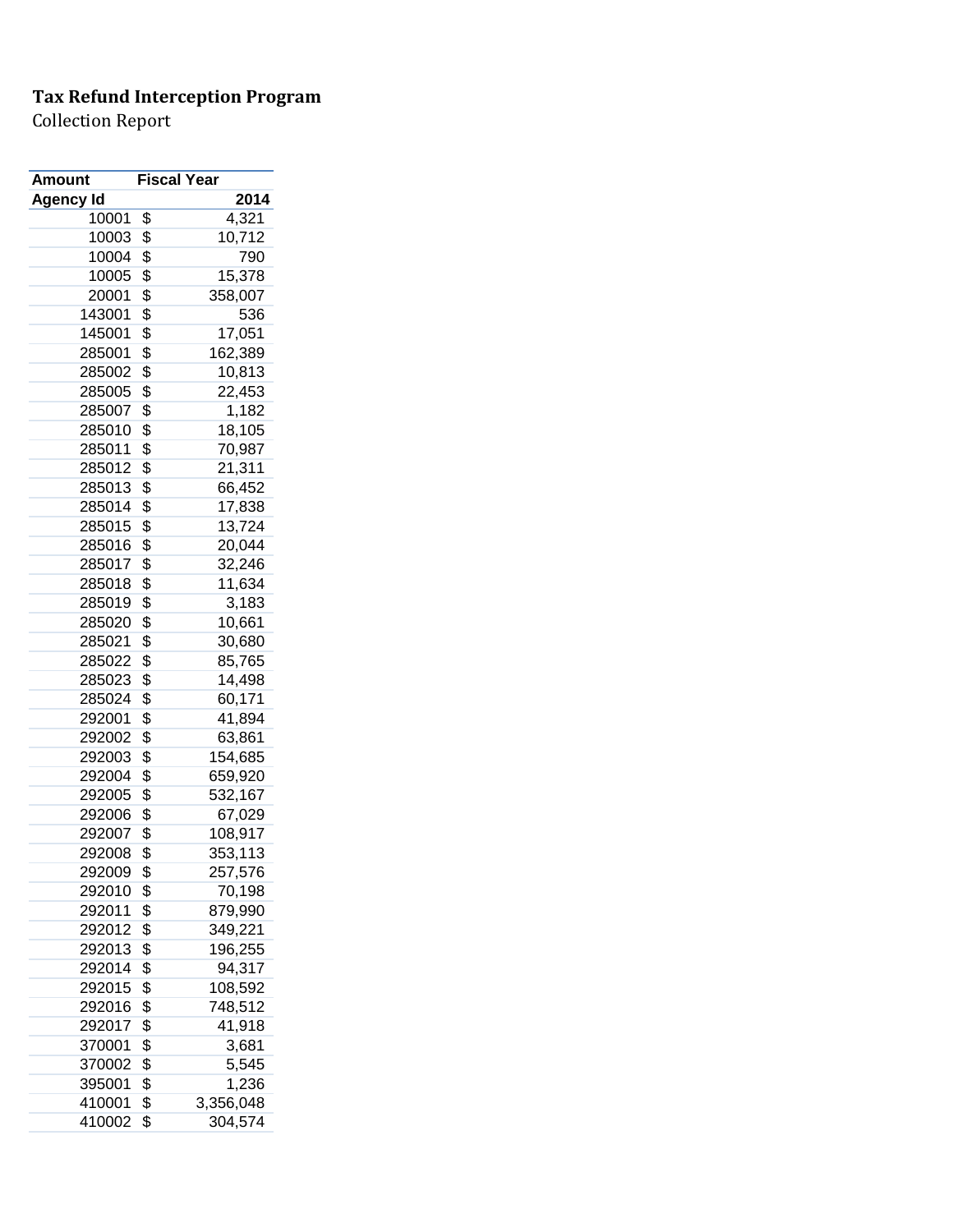**Tax Refund Interception Program**

Collection Report

| Amount | Fiscal Year |
|---|---|
| Agency Id | 2014 |
| 10001 | $ 4,321 |
| 10003 | $ 10,712 |
| 10004 | $ 790 |
| 10005 | $ 15,378 |
| 20001 | $ 358,007 |
| 143001 | $ 536 |
| 145001 | $ 17,051 |
| 285001 | $ 162,389 |
| 285002 | $ 10,813 |
| 285005 | $ 22,453 |
| 285007 | $ 1,182 |
| 285010 | $ 18,105 |
| 285011 | $ 70,987 |
| 285012 | $ 21,311 |
| 285013 | $ 66,452 |
| 285014 | $ 17,838 |
| 285015 | $ 13,724 |
| 285016 | $ 20,044 |
| 285017 | $ 32,246 |
| 285018 | $ 11,634 |
| 285019 | $ 3,183 |
| 285020 | $ 10,661 |
| 285021 | $ 30,680 |
| 285022 | $ 85,765 |
| 285023 | $ 14,498 |
| 285024 | $ 60,171 |
| 292001 | $ 41,894 |
| 292002 | $ 63,861 |
| 292003 | $ 154,685 |
| 292004 | $ 659,920 |
| 292005 | $ 532,167 |
| 292006 | $ 67,029 |
| 292007 | $ 108,917 |
| 292008 | $ 353,113 |
| 292009 | $ 257,576 |
| 292010 | $ 70,198 |
| 292011 | $ 879,990 |
| 292012 | $ 349,221 |
| 292013 | $ 196,255 |
| 292014 | $ 94,317 |
| 292015 | $ 108,592 |
| 292016 | $ 748,512 |
| 292017 | $ 41,918 |
| 370001 | $ 3,681 |
| 370002 | $ 5,545 |
| 395001 | $ 1,236 |
| 410001 | $ 3,356,048 |
| 410002 | $ 304,574 |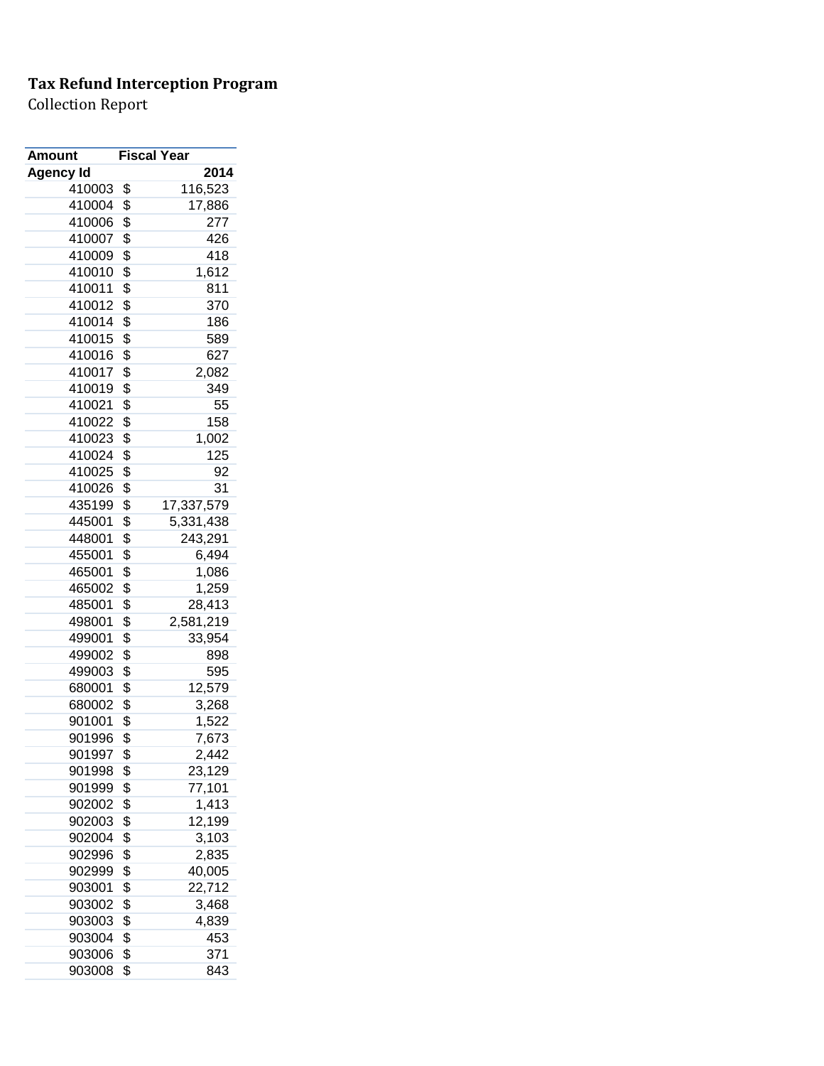**Tax Refund Interception Program**

Collection Report

| Amount | Fiscal Year |
|---|---|
| Agency Id | 2014 |
| 410003 | $ 116,523 |
| 410004 | $ 17,886 |
| 410006 | $ 277 |
| 410007 | $ 426 |
| 410009 | $ 418 |
| 410010 | $ 1,612 |
| 410011 | $ 811 |
| 410012 | $ 370 |
| 410014 | $ 186 |
| 410015 | $ 589 |
| 410016 | $ 627 |
| 410017 | $ 2,082 |
| 410019 | $ 349 |
| 410021 | $ 55 |
| 410022 | $ 158 |
| 410023 | $ 1,002 |
| 410024 | $ 125 |
| 410025 | $ 92 |
| 410026 | $ 31 |
| 435199 | $ 17,337,579 |
| 445001 | $ 5,331,438 |
| 448001 | $ 243,291 |
| 455001 | $ 6,494 |
| 465001 | $ 1,086 |
| 465002 | $ 1,259 |
| 485001 | $ 28,413 |
| 498001 | $ 2,581,219 |
| 499001 | $ 33,954 |
| 499002 | $ 898 |
| 499003 | $ 595 |
| 680001 | $ 12,579 |
| 680002 | $ 3,268 |
| 901001 | $ 1,522 |
| 901996 | $ 7,673 |
| 901997 | $ 2,442 |
| 901998 | $ 23,129 |
| 901999 | $ 77,101 |
| 902002 | $ 1,413 |
| 902003 | $ 12,199 |
| 902004 | $ 3,103 |
| 902996 | $ 2,835 |
| 902999 | $ 40,005 |
| 903001 | $ 22,712 |
| 903002 | $ 3,468 |
| 903003 | $ 4,839 |
| 903004 | $ 453 |
| 903006 | $ 371 |
| 903008 | $ 843 |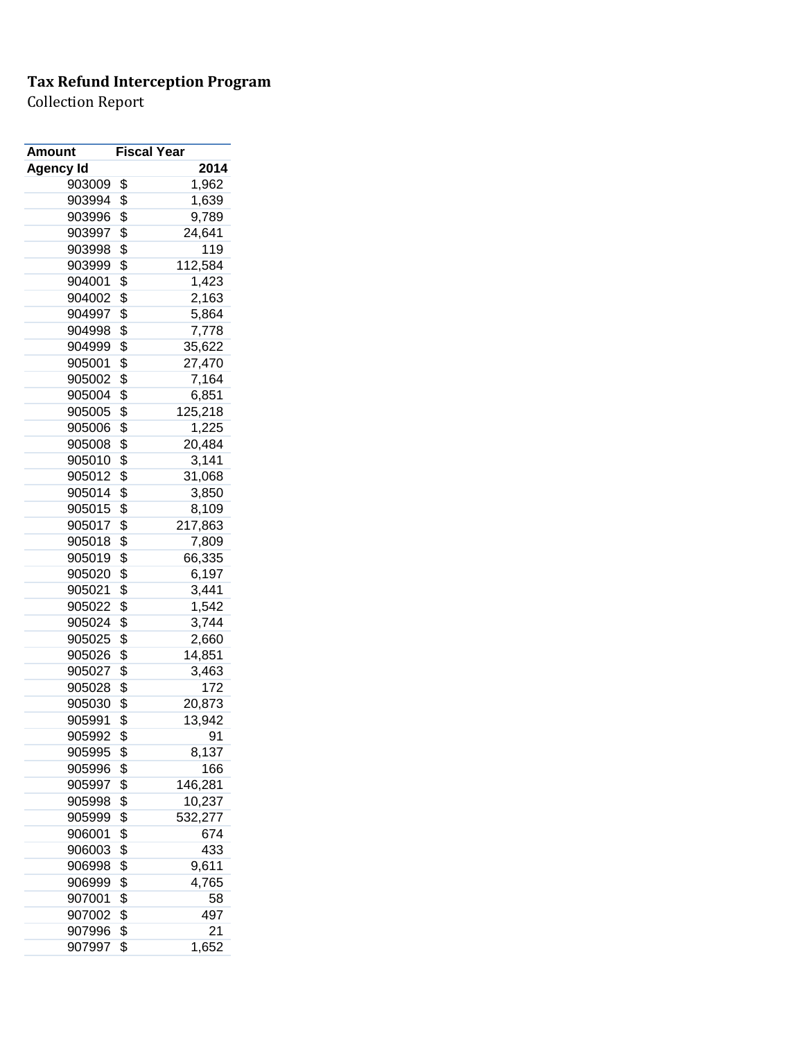**Tax Refund Interception Program**

Collection Report

| Amount | Fiscal Year |
|---|---|
| **Agency Id** | **2014** |
| 903009 | $ 1,962 |
| 903994 | $ 1,639 |
| 903996 | $ 9,789 |
| 903997 | $ 24,641 |
| 903998 | $ 119 |
| 903999 | $ 112,584 |
| 904001 | $ 1,423 |
| 904002 | $ 2,163 |
| 904997 | $ 5,864 |
| 904998 | $ 7,778 |
| 904999 | $ 35,622 |
| 905001 | $ 27,470 |
| 905002 | $ 7,164 |
| 905004 | $ 6,851 |
| 905005 | $ 125,218 |
| 905006 | $ 1,225 |
| 905008 | $ 20,484 |
| 905010 | $ 3,141 |
| 905012 | $ 31,068 |
| 905014 | $ 3,850 |
| 905015 | $ 8,109 |
| 905017 | $ 217,863 |
| 905018 | $ 7,809 |
| 905019 | $ 66,335 |
| 905020 | $ 6,197 |
| 905021 | $ 3,441 |
| 905022 | $ 1,542 |
| 905024 | $ 3,744 |
| 905025 | $ 2,660 |
| 905026 | $ 14,851 |
| 905027 | $ 3,463 |
| 905028 | $ 172 |
| 905030 | $ 20,873 |
| 905991 | $ 13,942 |
| 905992 | $ 91 |
| 905995 | $ 8,137 |
| 905996 | $ 166 |
| 905997 | $ 146,281 |
| 905998 | $ 10,237 |
| 905999 | $ 532,277 |
| 906001 | $ 674 |
| 906003 | $ 433 |
| 906998 | $ 9,611 |
| 906999 | $ 4,765 |
| 907001 | $ 58 |
| 907002 | $ 497 |
| 907996 | $ 21 |
| 907997 | $ 1,652 |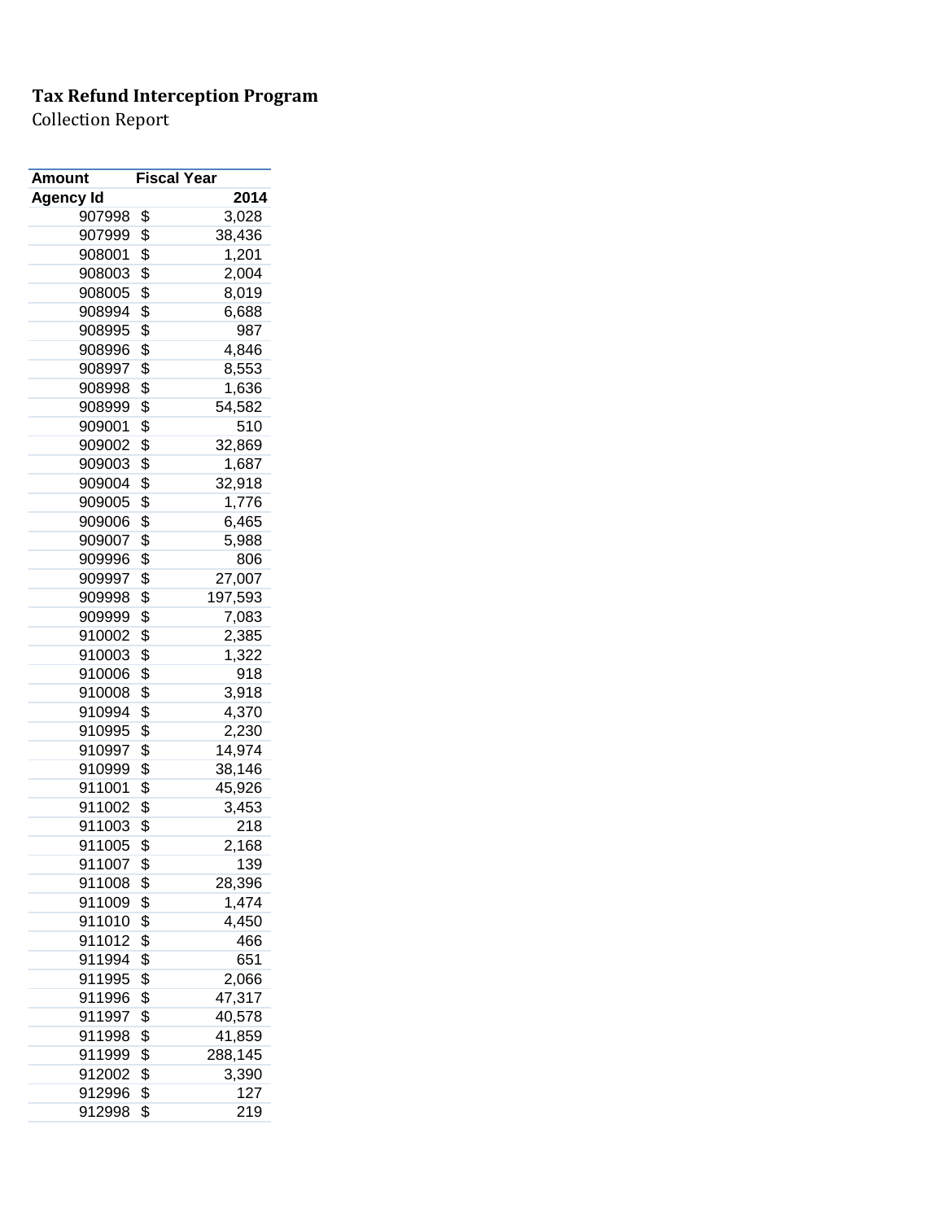**Tax Refund Interception Program**

Collection Report

| Amount | Fiscal Year |
|---|---|
| Agency Id | 2014 |
| 907998 | $ 3,028 |
| 907999 | $ 38,436 |
| 908001 | $ 1,201 |
| 908003 | $ 2,004 |
| 908005 | $ 8,019 |
| 908994 | $ 6,688 |
| 908995 | $ 987 |
| 908996 | $ 4,846 |
| 908997 | $ 8,553 |
| 908998 | $ 1,636 |
| 908999 | $ 54,582 |
| 909001 | $ 510 |
| 909002 | $ 32,869 |
| 909003 | $ 1,687 |
| 909004 | $ 32,918 |
| 909005 | $ 1,776 |
| 909006 | $ 6,465 |
| 909007 | $ 5,988 |
| 909996 | $ 806 |
| 909997 | $ 27,007 |
| 909998 | $ 197,593 |
| 909999 | $ 7,083 |
| 910002 | $ 2,385 |
| 910003 | $ 1,322 |
| 910006 | $ 918 |
| 910008 | $ 3,918 |
| 910994 | $ 4,370 |
| 910995 | $ 2,230 |
| 910997 | $ 14,974 |
| 910999 | $ 38,146 |
| 911001 | $ 45,926 |
| 911002 | $ 3,453 |
| 911003 | $ 218 |
| 911005 | $ 2,168 |
| 911007 | $ 139 |
| 911008 | $ 28,396 |
| 911009 | $ 1,474 |
| 911010 | $ 4,450 |
| 911012 | $ 466 |
| 911994 | $ 651 |
| 911995 | $ 2,066 |
| 911996 | $ 47,317 |
| 911997 | $ 40,578 |
| 911998 | $ 41,859 |
| 911999 | $ 288,145 |
| 912002 | $ 3,390 |
| 912996 | $ 127 |
| 912998 | $ 219 |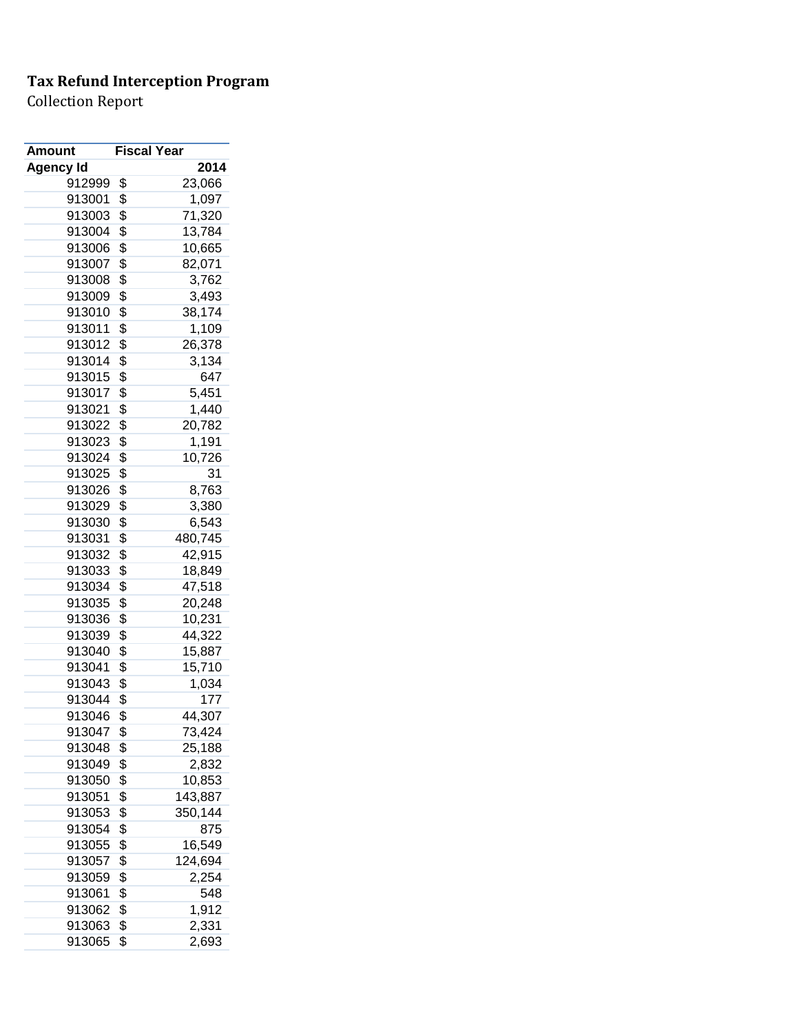**Tax Refund Interception Program**
Collection Report

| Amount | Fiscal Year |
|---|---|
| **Agency Id** | **2014** |
| 912999 | $ 23,066 |
| 913001 | $ 1,097 |
| 913003 | $ 71,320 |
| 913004 | $ 13,784 |
| 913006 | $ 10,665 |
| 913007 | $ 82,071 |
| 913008 | $ 3,762 |
| 913009 | $ 3,493 |
| 913010 | $ 38,174 |
| 913011 | $ 1,109 |
| 913012 | $ 26,378 |
| 913014 | $ 3,134 |
| 913015 | $ 647 |
| 913017 | $ 5,451 |
| 913021 | $ 1,440 |
| 913022 | $ 20,782 |
| 913023 | $ 1,191 |
| 913024 | $ 10,726 |
| 913025 | $ 31 |
| 913026 | $ 8,763 |
| 913029 | $ 3,380 |
| 913030 | $ 6,543 |
| 913031 | $ 480,745 |
| 913032 | $ 42,915 |
| 913033 | $ 18,849 |
| 913034 | $ 47,518 |
| 913035 | $ 20,248 |
| 913036 | $ 10,231 |
| 913039 | $ 44,322 |
| 913040 | $ 15,887 |
| 913041 | $ 15,710 |
| 913043 | $ 1,034 |
| 913044 | $ 177 |
| 913046 | $ 44,307 |
| 913047 | $ 73,424 |
| 913048 | $ 25,188 |
| 913049 | $ 2,832 |
| 913050 | $ 10,853 |
| 913051 | $ 143,887 |
| 913053 | $ 350,144 |
| 913054 | $ 875 |
| 913055 | $ 16,549 |
| 913057 | $ 124,694 |
| 913059 | $ 2,254 |
| 913061 | $ 548 |
| 913062 | $ 1,912 |
| 913063 | $ 2,331 |
| 913065 | $ 2,693 |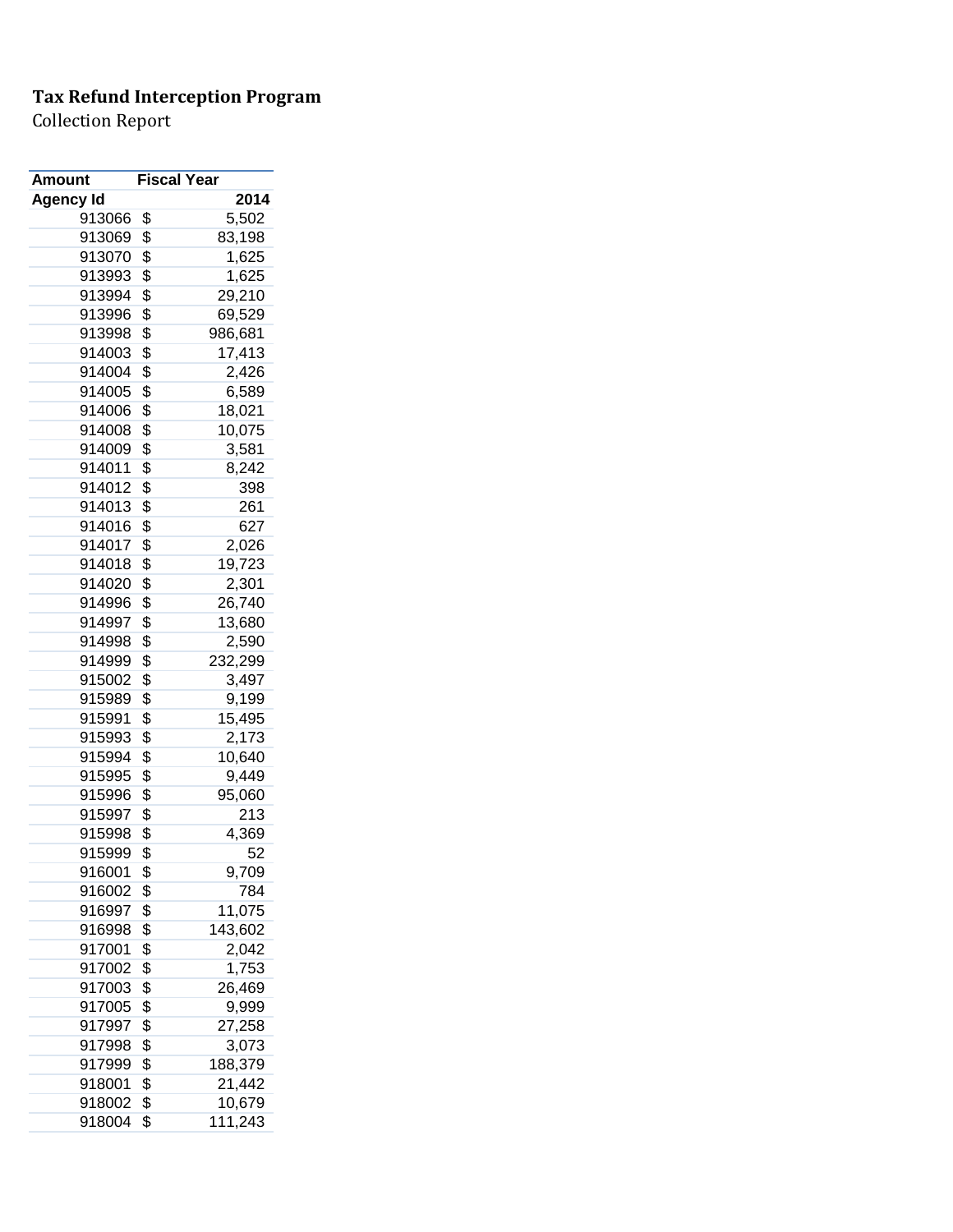**Tax Refund Interception Program**

Collection Report

| Amount | Fiscal Year |
|---|---|
| Agency Id | 2014 |
| 913066 | $ 5,502 |
| 913069 | $ 83,198 |
| 913070 | $ 1,625 |
| 913993 | $ 1,625 |
| 913994 | $ 29,210 |
| 913996 | $ 69,529 |
| 913998 | $ 986,681 |
| 914003 | $ 17,413 |
| 914004 | $ 2,426 |
| 914005 | $ 6,589 |
| 914006 | $ 18,021 |
| 914008 | $ 10,075 |
| 914009 | $ 3,581 |
| 914011 | $ 8,242 |
| 914012 | $ 398 |
| 914013 | $ 261 |
| 914016 | $ 627 |
| 914017 | $ 2,026 |
| 914018 | $ 19,723 |
| 914020 | $ 2,301 |
| 914996 | $ 26,740 |
| 914997 | $ 13,680 |
| 914998 | $ 2,590 |
| 914999 | $ 232,299 |
| 915002 | $ 3,497 |
| 915989 | $ 9,199 |
| 915991 | $ 15,495 |
| 915993 | $ 2,173 |
| 915994 | $ 10,640 |
| 915995 | $ 9,449 |
| 915996 | $ 95,060 |
| 915997 | $ 213 |
| 915998 | $ 4,369 |
| 915999 | $ 52 |
| 916001 | $ 9,709 |
| 916002 | $ 784 |
| 916997 | $ 11,075 |
| 916998 | $ 143,602 |
| 917001 | $ 2,042 |
| 917002 | $ 1,753 |
| 917003 | $ 26,469 |
| 917005 | $ 9,999 |
| 917997 | $ 27,258 |
| 917998 | $ 3,073 |
| 917999 | $ 188,379 |
| 918001 | $ 21,442 |
| 918002 | $ 10,679 |
| 918004 | $ 111,243 |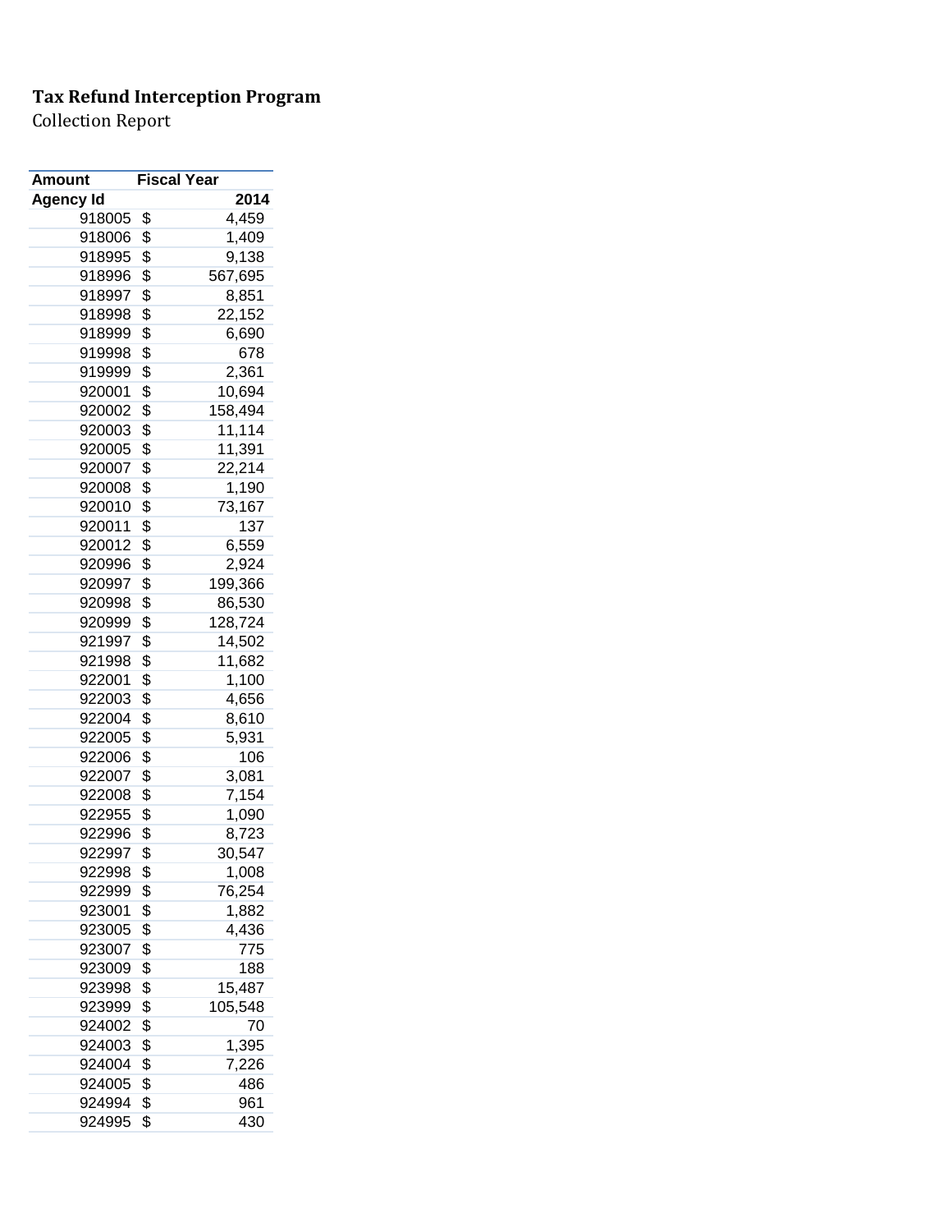**Tax Refund Interception Program**

Collection Report

| Amount | Fiscal Year |
|---|---|
| Agency Id | 2014 |
| 918005 | $ 4,459 |
| 918006 | $ 1,409 |
| 918995 | $ 9,138 |
| 918996 | $ 567,695 |
| 918997 | $ 8,851 |
| 918998 | $ 22,152 |
| 918999 | $ 6,690 |
| 919998 | $ 678 |
| 919999 | $ 2,361 |
| 920001 | $ 10,694 |
| 920002 | $ 158,494 |
| 920003 | $ 11,114 |
| 920005 | $ 11,391 |
| 920007 | $ 22,214 |
| 920008 | $ 1,190 |
| 920010 | $ 73,167 |
| 920011 | $ 137 |
| 920012 | $ 6,559 |
| 920996 | $ 2,924 |
| 920997 | $ 199,366 |
| 920998 | $ 86,530 |
| 920999 | $ 128,724 |
| 921997 | $ 14,502 |
| 921998 | $ 11,682 |
| 922001 | $ 1,100 |
| 922003 | $ 4,656 |
| 922004 | $ 8,610 |
| 922005 | $ 5,931 |
| 922006 | $ 106 |
| 922007 | $ 3,081 |
| 922008 | $ 7,154 |
| 922955 | $ 1,090 |
| 922996 | $ 8,723 |
| 922997 | $ 30,547 |
| 922998 | $ 1,008 |
| 922999 | $ 76,254 |
| 923001 | $ 1,882 |
| 923005 | $ 4,436 |
| 923007 | $ 775 |
| 923009 | $ 188 |
| 923998 | $ 15,487 |
| 923999 | $ 105,548 |
| 924002 | $ 70 |
| 924003 | $ 1,395 |
| 924004 | $ 7,226 |
| 924005 | $ 486 |
| 924994 | $ 961 |
| 924995 | $ 430 |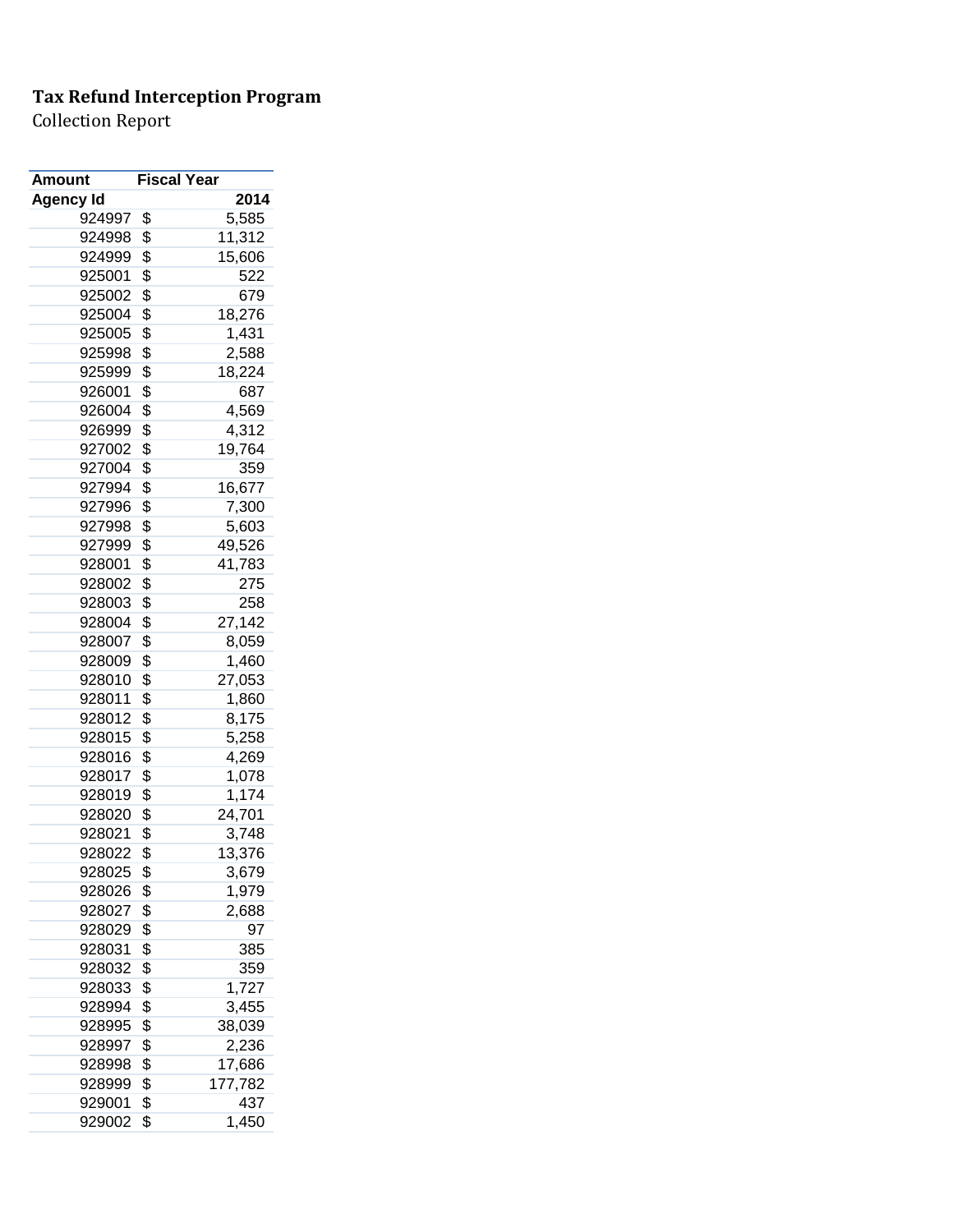**Tax Refund Interception Program**

Collection Report

| Amount | Fiscal Year |
|---|---:|
| **Agency Id** | **2014** |
| 924997 | $ 5,585 |
| 924998 | $ 11,312 |
| 924999 | $ 15,606 |
| 925001 | $ 522 |
| 925002 | $ 679 |
| 925004 | $ 18,276 |
| 925005 | $ 1,431 |
| 925998 | $ 2,588 |
| 925999 | $ 18,224 |
| 926001 | $ 687 |
| 926004 | $ 4,569 |
| 926999 | $ 4,312 |
| 927002 | $ 19,764 |
| 927004 | $ 359 |
| 927994 | $ 16,677 |
| 927996 | $ 7,300 |
| 927998 | $ 5,603 |
| 927999 | $ 49,526 |
| 928001 | $ 41,783 |
| 928002 | $ 275 |
| 928003 | $ 258 |
| 928004 | $ 27,142 |
| 928007 | $ 8,059 |
| 928009 | $ 1,460 |
| 928010 | $ 27,053 |
| 928011 | $ 1,860 |
| 928012 | $ 8,175 |
| 928015 | $ 5,258 |
| 928016 | $ 4,269 |
| 928017 | $ 1,078 |
| 928019 | $ 1,174 |
| 928020 | $ 24,701 |
| 928021 | $ 3,748 |
| 928022 | $ 13,376 |
| 928025 | $ 3,679 |
| 928026 | $ 1,979 |
| 928027 | $ 2,688 |
| 928029 | $ 97 |
| 928031 | $ 385 |
| 928032 | $ 359 |
| 928033 | $ 1,727 |
| 928994 | $ 3,455 |
| 928995 | $ 38,039 |
| 928997 | $ 2,236 |
| 928998 | $ 17,686 |
| 928999 | $ 177,782 |
| 929001 | $ 437 |
| 929002 | $ 1,450 |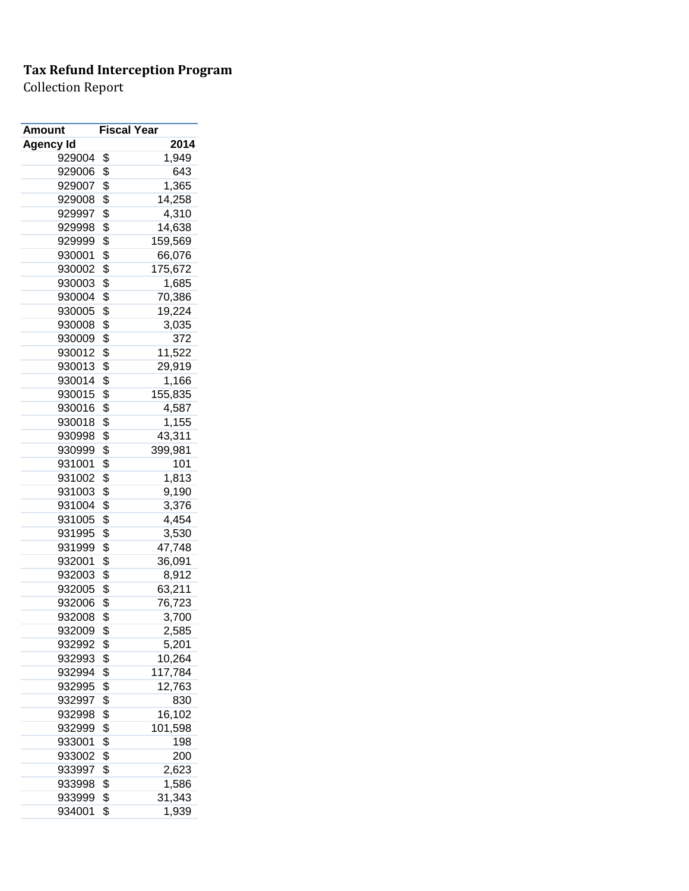**Tax Refund Interception Program**
Collection Report

| Amount | Fiscal Year |
|---|---|
| Agency Id | 2014 |
| 929004 | $ 1,949 |
| 929006 | $ 643 |
| 929007 | $ 1,365 |
| 929008 | $ 14,258 |
| 929997 | $ 4,310 |
| 929998 | $ 14,638 |
| 929999 | $ 159,569 |
| 930001 | $ 66,076 |
| 930002 | $ 175,672 |
| 930003 | $ 1,685 |
| 930004 | $ 70,386 |
| 930005 | $ 19,224 |
| 930008 | $ 3,035 |
| 930009 | $ 372 |
| 930012 | $ 11,522 |
| 930013 | $ 29,919 |
| 930014 | $ 1,166 |
| 930015 | $ 155,835 |
| 930016 | $ 4,587 |
| 930018 | $ 1,155 |
| 930998 | $ 43,311 |
| 930999 | $ 399,981 |
| 931001 | $ 101 |
| 931002 | $ 1,813 |
| 931003 | $ 9,190 |
| 931004 | $ 3,376 |
| 931005 | $ 4,454 |
| 931995 | $ 3,530 |
| 931999 | $ 47,748 |
| 932001 | $ 36,091 |
| 932003 | $ 8,912 |
| 932005 | $ 63,211 |
| 932006 | $ 76,723 |
| 932008 | $ 3,700 |
| 932009 | $ 2,585 |
| 932992 | $ 5,201 |
| 932993 | $ 10,264 |
| 932994 | $ 117,784 |
| 932995 | $ 12,763 |
| 932997 | $ 830 |
| 932998 | $ 16,102 |
| 932999 | $ 101,598 |
| 933001 | $ 198 |
| 933002 | $ 200 |
| 933997 | $ 2,623 |
| 933998 | $ 1,586 |
| 933999 | $ 31,343 |
| 934001 | $ 1,939 |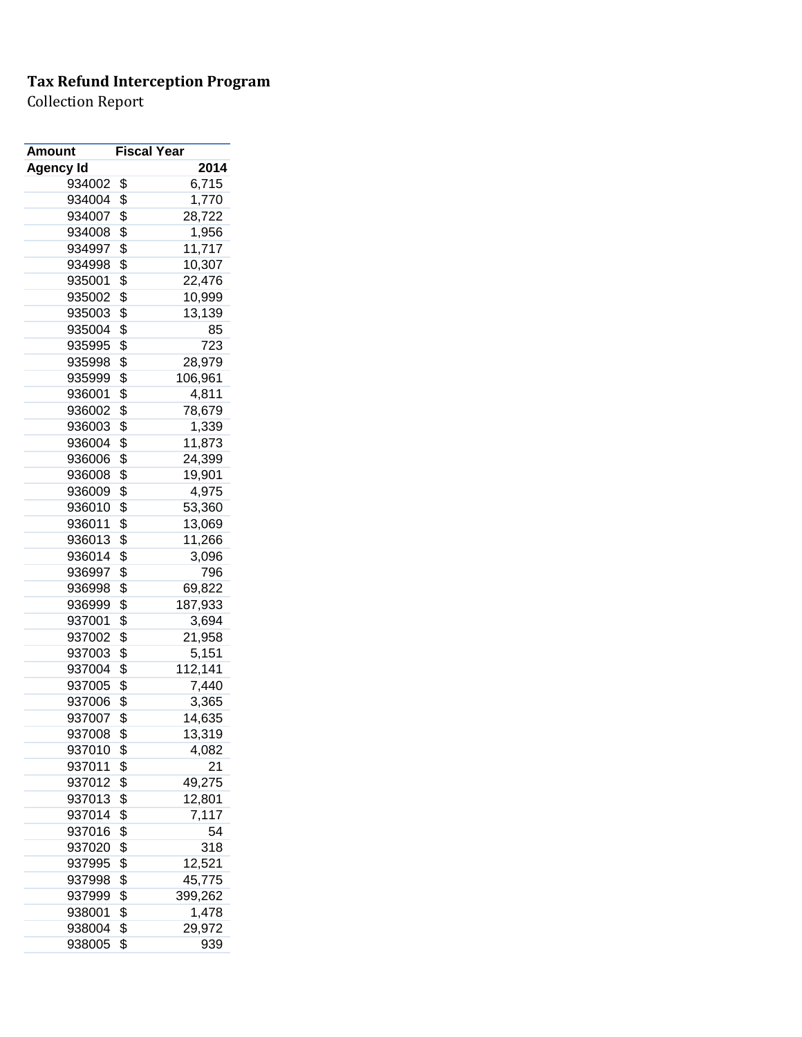**Tax Refund Interception Program**

Collection Report

| Amount | Fiscal Year | |
|---|---|---|
| Agency Id | | 2014 |
| 934002 | $ | 6,715 |
| 934004 | $ | 1,770 |
| 934007 | $ | 28,722 |
| 934008 | $ | 1,956 |
| 934997 | $ | 11,717 |
| 934998 | $ | 10,307 |
| 935001 | $ | 22,476 |
| 935002 | $ | 10,999 |
| 935003 | $ | 13,139 |
| 935004 | $ | 85 |
| 935995 | $ | 723 |
| 935998 | $ | 28,979 |
| 935999 | $ | 106,961 |
| 936001 | $ | 4,811 |
| 936002 | $ | 78,679 |
| 936003 | $ | 1,339 |
| 936004 | $ | 11,873 |
| 936006 | $ | 24,399 |
| 936008 | $ | 19,901 |
| 936009 | $ | 4,975 |
| 936010 | $ | 53,360 |
| 936011 | $ | 13,069 |
| 936013 | $ | 11,266 |
| 936014 | $ | 3,096 |
| 936997 | $ | 796 |
| 936998 | $ | 69,822 |
| 936999 | $ | 187,933 |
| 937001 | $ | 3,694 |
| 937002 | $ | 21,958 |
| 937003 | $ | 5,151 |
| 937004 | $ | 112,141 |
| 937005 | $ | 7,440 |
| 937006 | $ | 3,365 |
| 937007 | $ | 14,635 |
| 937008 | $ | 13,319 |
| 937010 | $ | 4,082 |
| 937011 | $ | 21 |
| 937012 | $ | 49,275 |
| 937013 | $ | 12,801 |
| 937014 | $ | 7,117 |
| 937016 | $ | 54 |
| 937020 | $ | 318 |
| 937995 | $ | 12,521 |
| 937998 | $ | 45,775 |
| 937999 | $ | 399,262 |
| 938001 | $ | 1,478 |
| 938004 | $ | 29,972 |
| 938005 | $ | 939 |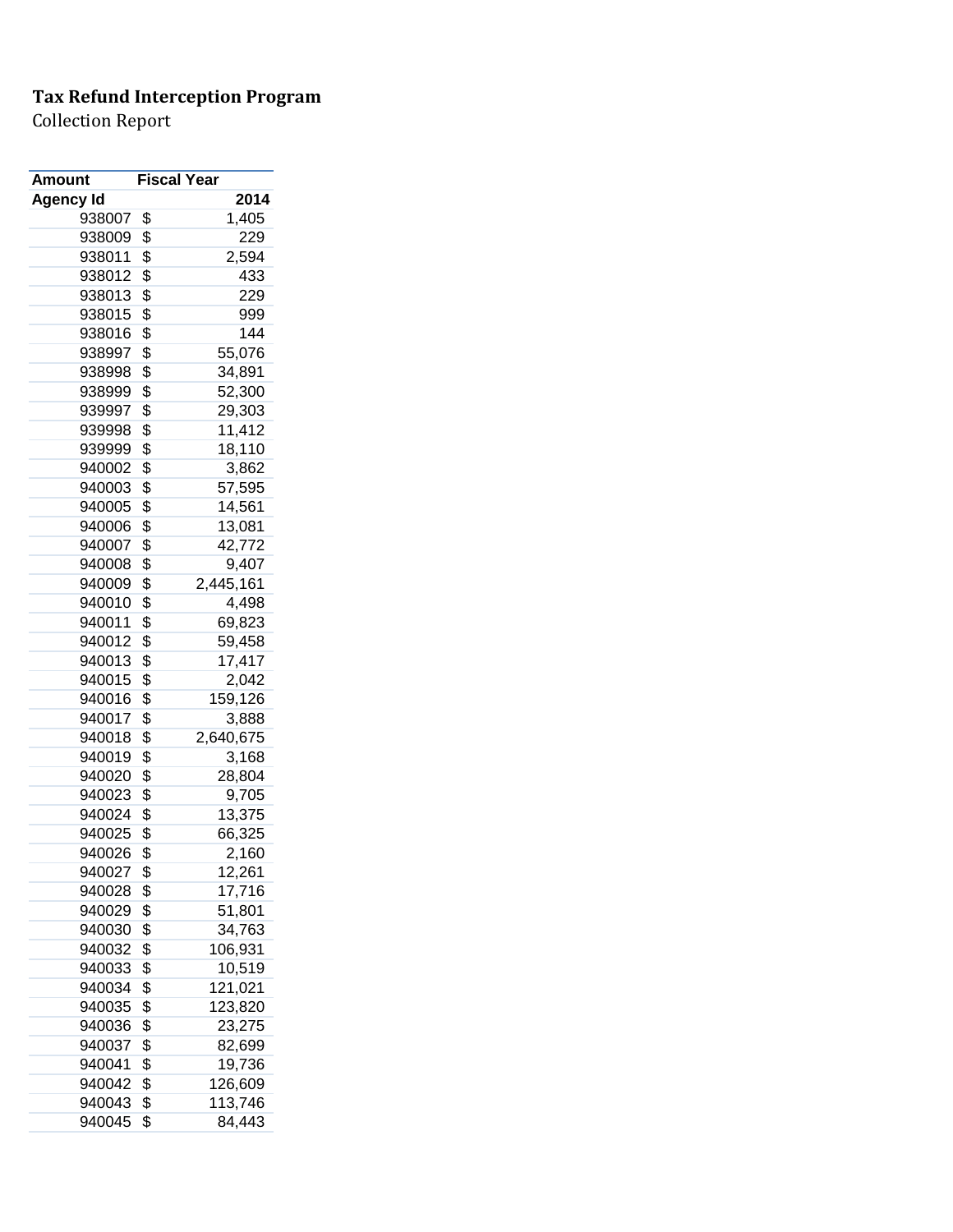**Tax Refund Interception Program**

Collection Report

| Amount | Fiscal Year |
|---|---|
| Agency Id | 2014 |
| 938007 | $ 1,405 |
| 938009 | $ 229 |
| 938011 | $ 2,594 |
| 938012 | $ 433 |
| 938013 | $ 229 |
| 938015 | $ 999 |
| 938016 | $ 144 |
| 938997 | $ 55,076 |
| 938998 | $ 34,891 |
| 938999 | $ 52,300 |
| 939997 | $ 29,303 |
| 939998 | $ 11,412 |
| 939999 | $ 18,110 |
| 940002 | $ 3,862 |
| 940003 | $ 57,595 |
| 940005 | $ 14,561 |
| 940006 | $ 13,081 |
| 940007 | $ 42,772 |
| 940008 | $ 9,407 |
| 940009 | $ 2,445,161 |
| 940010 | $ 4,498 |
| 940011 | $ 69,823 |
| 940012 | $ 59,458 |
| 940013 | $ 17,417 |
| 940015 | $ 2,042 |
| 940016 | $ 159,126 |
| 940017 | $ 3,888 |
| 940018 | $ 2,640,675 |
| 940019 | $ 3,168 |
| 940020 | $ 28,804 |
| 940023 | $ 9,705 |
| 940024 | $ 13,375 |
| 940025 | $ 66,325 |
| 940026 | $ 2,160 |
| 940027 | $ 12,261 |
| 940028 | $ 17,716 |
| 940029 | $ 51,801 |
| 940030 | $ 34,763 |
| 940032 | $ 106,931 |
| 940033 | $ 10,519 |
| 940034 | $ 121,021 |
| 940035 | $ 123,820 |
| 940036 | $ 23,275 |
| 940037 | $ 82,699 |
| 940041 | $ 19,736 |
| 940042 | $ 126,609 |
| 940043 | $ 113,746 |
| 940045 | $ 84,443 |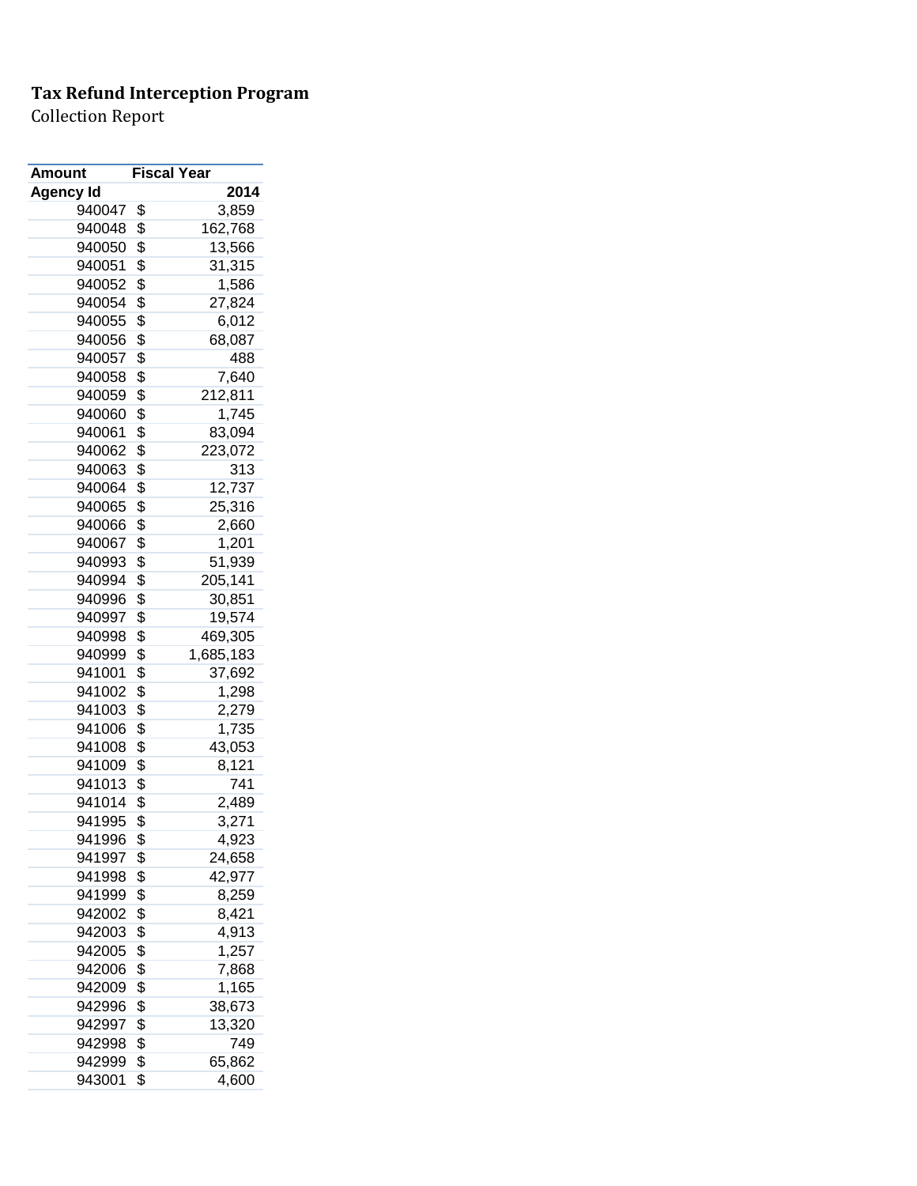**Tax Refund Interception Program**

Collection Report

| Amount | Fiscal Year |
|---|---|
| Agency Id | 2014 |
| 940047 | $ 3,859 |
| 940048 | $ 162,768 |
| 940050 | $ 13,566 |
| 940051 | $ 31,315 |
| 940052 | $ 1,586 |
| 940054 | $ 27,824 |
| 940055 | $ 6,012 |
| 940056 | $ 68,087 |
| 940057 | $ 488 |
| 940058 | $ 7,640 |
| 940059 | $ 212,811 |
| 940060 | $ 1,745 |
| 940061 | $ 83,094 |
| 940062 | $ 223,072 |
| 940063 | $ 313 |
| 940064 | $ 12,737 |
| 940065 | $ 25,316 |
| 940066 | $ 2,660 |
| 940067 | $ 1,201 |
| 940993 | $ 51,939 |
| 940994 | $ 205,141 |
| 940996 | $ 30,851 |
| 940997 | $ 19,574 |
| 940998 | $ 469,305 |
| 940999 | $ 1,685,183 |
| 941001 | $ 37,692 |
| 941002 | $ 1,298 |
| 941003 | $ 2,279 |
| 941006 | $ 1,735 |
| 941008 | $ 43,053 |
| 941009 | $ 8,121 |
| 941013 | $ 741 |
| 941014 | $ 2,489 |
| 941995 | $ 3,271 |
| 941996 | $ 4,923 |
| 941997 | $ 24,658 |
| 941998 | $ 42,977 |
| 941999 | $ 8,259 |
| 942002 | $ 8,421 |
| 942003 | $ 4,913 |
| 942005 | $ 1,257 |
| 942006 | $ 7,868 |
| 942009 | $ 1,165 |
| 942996 | $ 38,673 |
| 942997 | $ 13,320 |
| 942998 | $ 749 |
| 942999 | $ 65,862 |
| 943001 | $ 4,600 |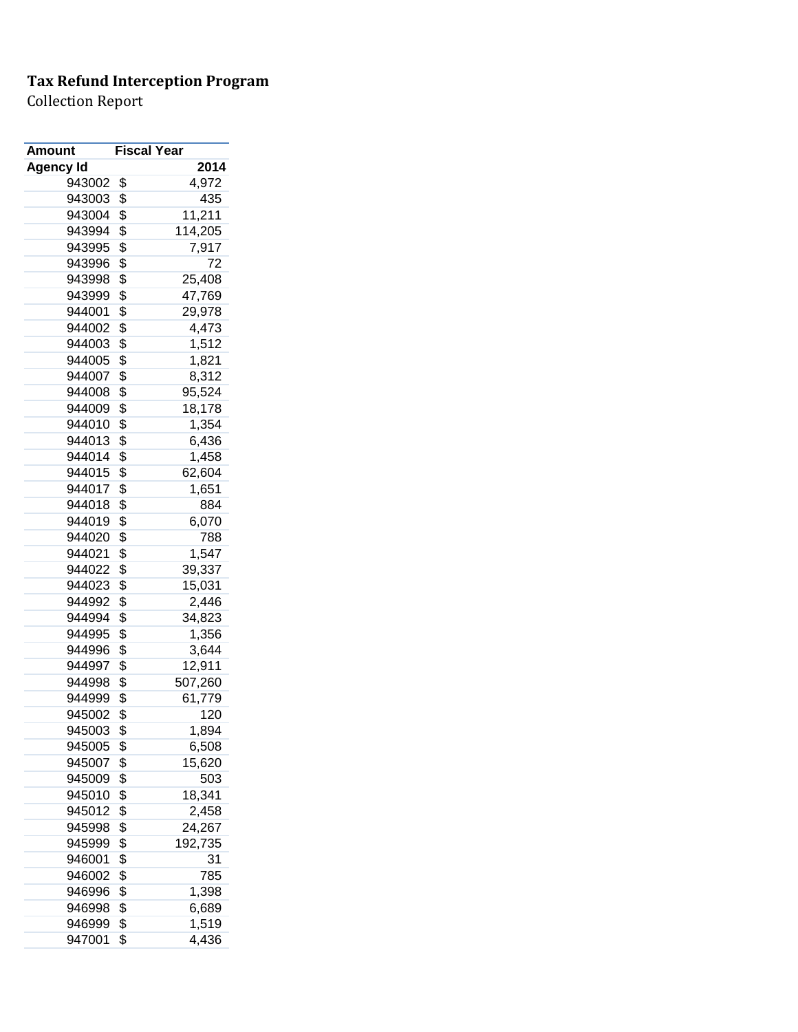**Tax Refund Interception Program**

Collection Report

| Amount | Fiscal Year |
|---|---|
| **Agency Id** | **2014** |
| 943002 | $ 4,972 |
| 943003 | $ 435 |
| 943004 | $ 11,211 |
| 943994 | $ 114,205 |
| 943995 | $ 7,917 |
| 943996 | $ 72 |
| 943998 | $ 25,408 |
| 943999 | $ 47,769 |
| 944001 | $ 29,978 |
| 944002 | $ 4,473 |
| 944003 | $ 1,512 |
| 944005 | $ 1,821 |
| 944007 | $ 8,312 |
| 944008 | $ 95,524 |
| 944009 | $ 18,178 |
| 944010 | $ 1,354 |
| 944013 | $ 6,436 |
| 944014 | $ 1,458 |
| 944015 | $ 62,604 |
| 944017 | $ 1,651 |
| 944018 | $ 884 |
| 944019 | $ 6,070 |
| 944020 | $ 788 |
| 944021 | $ 1,547 |
| 944022 | $ 39,337 |
| 944023 | $ 15,031 |
| 944992 | $ 2,446 |
| 944994 | $ 34,823 |
| 944995 | $ 1,356 |
| 944996 | $ 3,644 |
| 944997 | $ 12,911 |
| 944998 | $ 507,260 |
| 944999 | $ 61,779 |
| 945002 | $ 120 |
| 945003 | $ 1,894 |
| 945005 | $ 6,508 |
| 945007 | $ 15,620 |
| 945009 | $ 503 |
| 945010 | $ 18,341 |
| 945012 | $ 2,458 |
| 945998 | $ 24,267 |
| 945999 | $ 192,735 |
| 946001 | $ 31 |
| 946002 | $ 785 |
| 946996 | $ 1,398 |
| 946998 | $ 6,689 |
| 946999 | $ 1,519 |
| 947001 | $ 4,436 |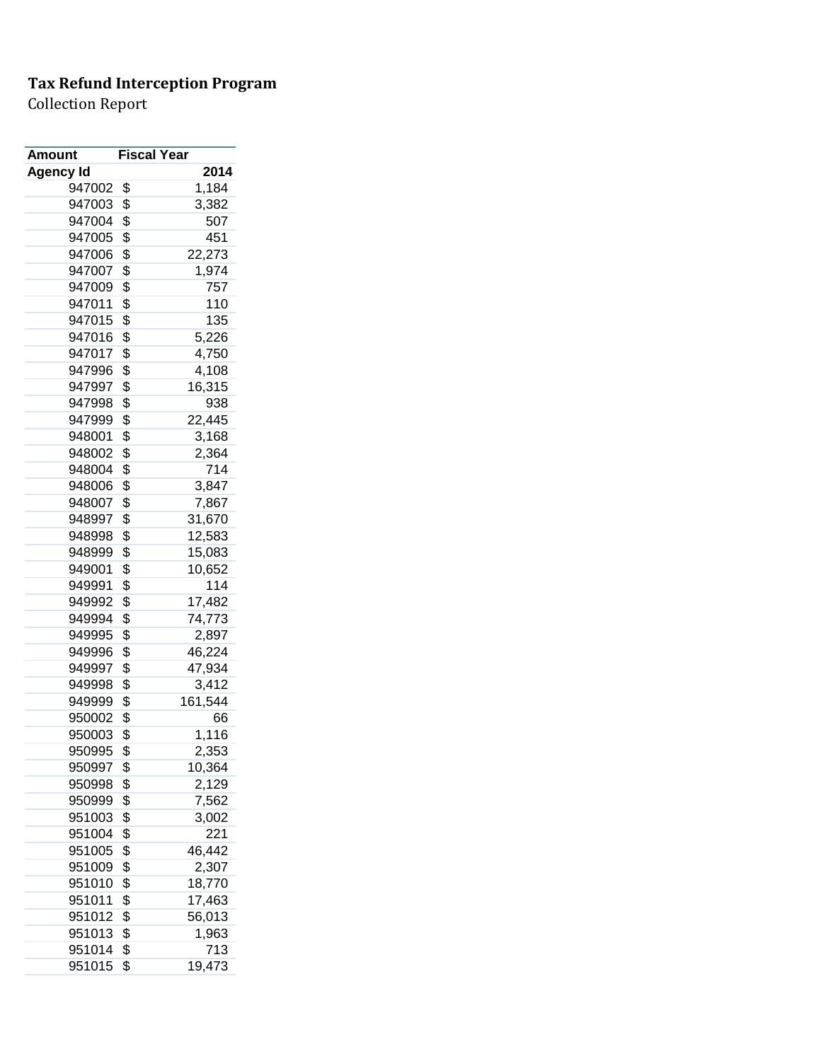**Tax Refund Interception Program**

Collection Report

| Amount | Fiscal Year |
|---|---|
| Agency Id | 2014 |
| 947002 | $ 1,184 |
| 947003 | $ 3,382 |
| 947004 | $ 507 |
| 947005 | $ 451 |
| 947006 | $ 22,273 |
| 947007 | $ 1,974 |
| 947009 | $ 757 |
| 947011 | $ 110 |
| 947015 | $ 135 |
| 947016 | $ 5,226 |
| 947017 | $ 4,750 |
| 947996 | $ 4,108 |
| 947997 | $ 16,315 |
| 947998 | $ 938 |
| 947999 | $ 22,445 |
| 948001 | $ 3,168 |
| 948002 | $ 2,364 |
| 948004 | $ 714 |
| 948006 | $ 3,847 |
| 948007 | $ 7,867 |
| 948997 | $ 31,670 |
| 948998 | $ 12,583 |
| 948999 | $ 15,083 |
| 949001 | $ 10,652 |
| 949991 | $ 114 |
| 949992 | $ 17,482 |
| 949994 | $ 74,773 |
| 949995 | $ 2,897 |
| 949996 | $ 46,224 |
| 949997 | $ 47,934 |
| 949998 | $ 3,412 |
| 949999 | $ 161,544 |
| 950002 | $ 66 |
| 950003 | $ 1,116 |
| 950995 | $ 2,353 |
| 950997 | $ 10,364 |
| 950998 | $ 2,129 |
| 950999 | $ 7,562 |
| 951003 | $ 3,002 |
| 951004 | $ 221 |
| 951005 | $ 46,442 |
| 951009 | $ 2,307 |
| 951010 | $ 18,770 |
| 951011 | $ 17,463 |
| 951012 | $ 56,013 |
| 951013 | $ 1,963 |
| 951014 | $ 713 |
| 951015 | $ 19,473 |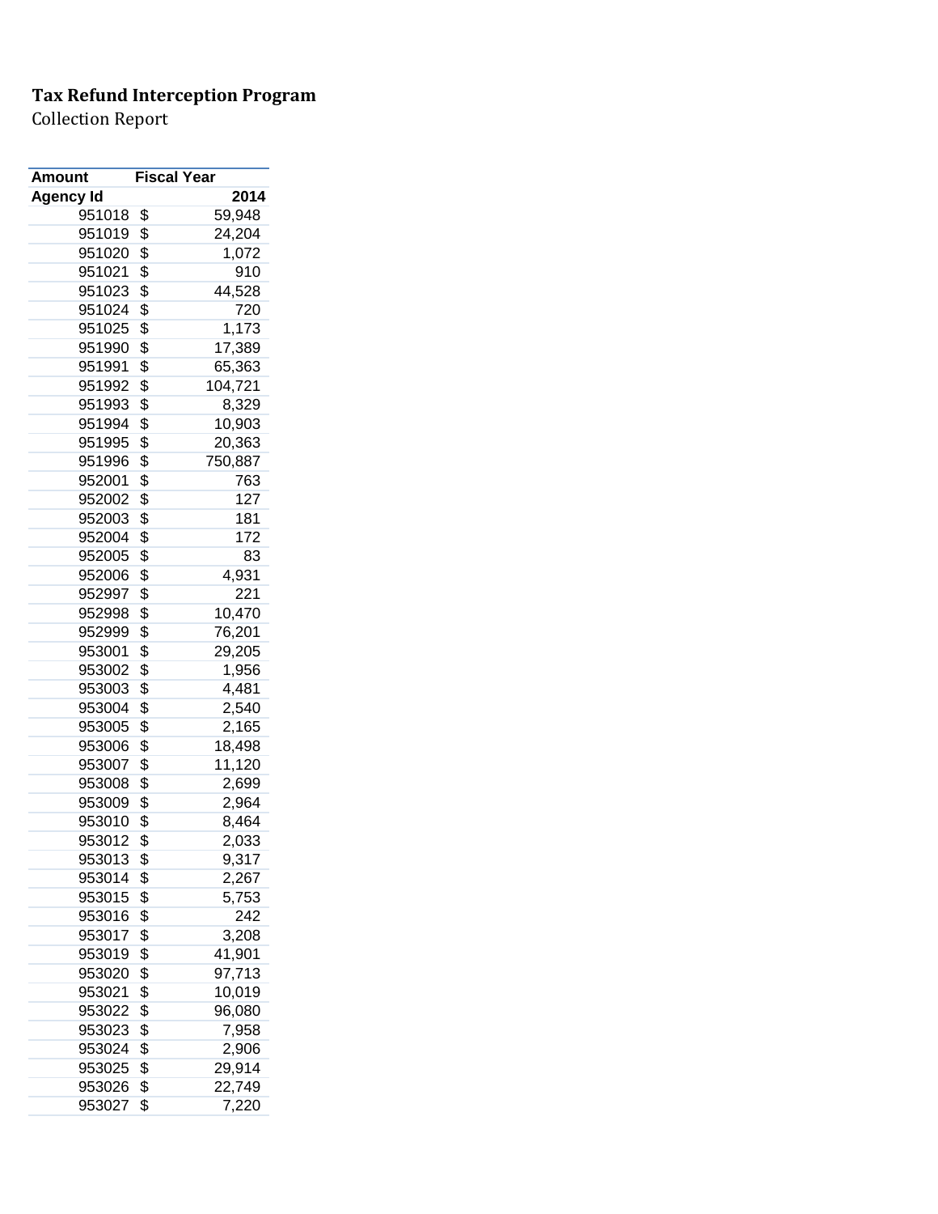**Tax Refund Interception Program**

Collection Report

| Amount | Fiscal Year |
|---|---|
| Agency Id | 2014 |
| 951018 | $ 59,948 |
| 951019 | $ 24,204 |
| 951020 | $ 1,072 |
| 951021 | $ 910 |
| 951023 | $ 44,528 |
| 951024 | $ 720 |
| 951025 | $ 1,173 |
| 951990 | $ 17,389 |
| 951991 | $ 65,363 |
| 951992 | $ 104,721 |
| 951993 | $ 8,329 |
| 951994 | $ 10,903 |
| 951995 | $ 20,363 |
| 951996 | $ 750,887 |
| 952001 | $ 763 |
| 952002 | $ 127 |
| 952003 | $ 181 |
| 952004 | $ 172 |
| 952005 | $ 83 |
| 952006 | $ 4,931 |
| 952997 | $ 221 |
| 952998 | $ 10,470 |
| 952999 | $ 76,201 |
| 953001 | $ 29,205 |
| 953002 | $ 1,956 |
| 953003 | $ 4,481 |
| 953004 | $ 2,540 |
| 953005 | $ 2,165 |
| 953006 | $ 18,498 |
| 953007 | $ 11,120 |
| 953008 | $ 2,699 |
| 953009 | $ 2,964 |
| 953010 | $ 8,464 |
| 953012 | $ 2,033 |
| 953013 | $ 9,317 |
| 953014 | $ 2,267 |
| 953015 | $ 5,753 |
| 953016 | $ 242 |
| 953017 | $ 3,208 |
| 953019 | $ 41,901 |
| 953020 | $ 97,713 |
| 953021 | $ 10,019 |
| 953022 | $ 96,080 |
| 953023 | $ 7,958 |
| 953024 | $ 2,906 |
| 953025 | $ 29,914 |
| 953026 | $ 22,749 |
| 953027 | $ 7,220 |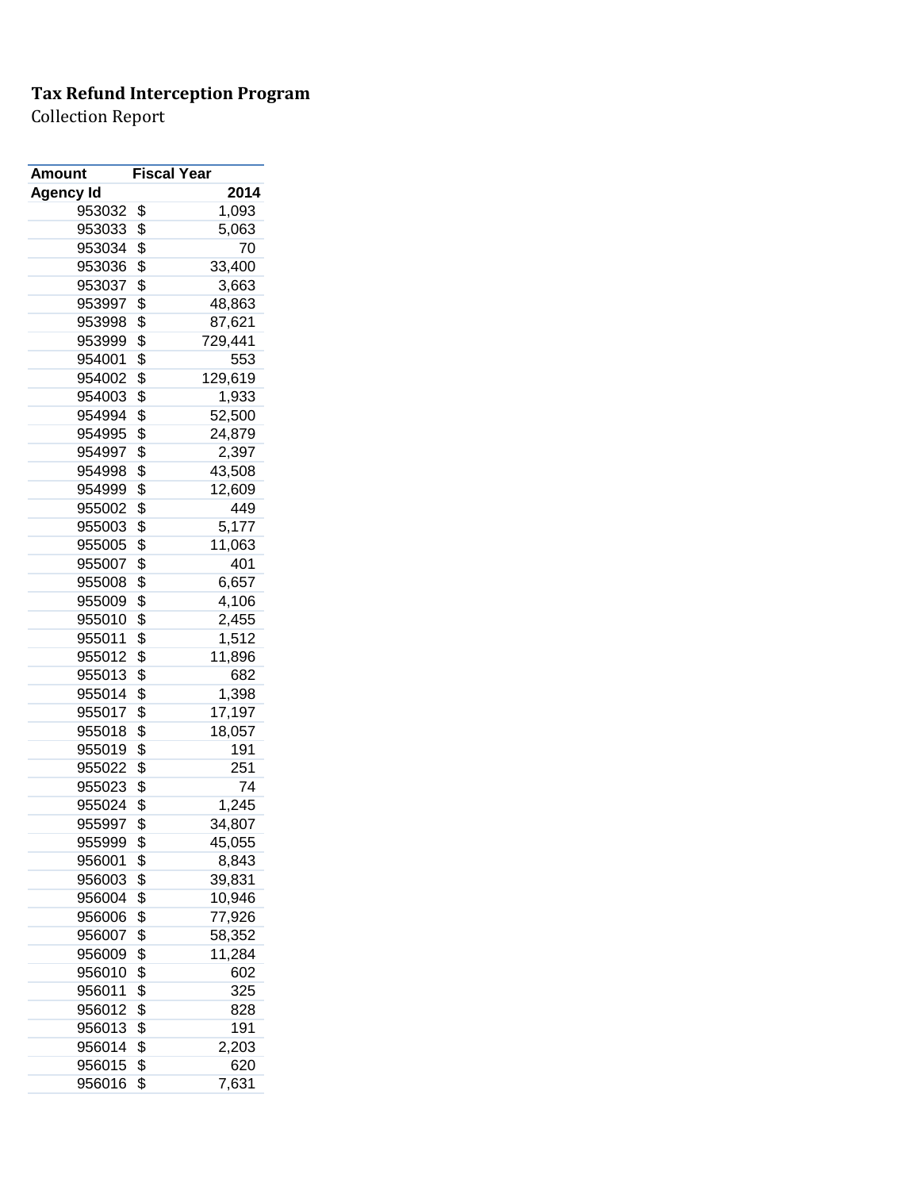**Tax Refund Interception Program**

Collection Report

| Amount | Fiscal Year |
|---|---|
| **Agency Id** | **2014** |
| 953032 | $ 1,093 |
| 953033 | $ 5,063 |
| 953034 | $ 70 |
| 953036 | $ 33,400 |
| 953037 | $ 3,663 |
| 953997 | $ 48,863 |
| 953998 | $ 87,621 |
| 953999 | $ 729,441 |
| 954001 | $ 553 |
| 954002 | $ 129,619 |
| 954003 | $ 1,933 |
| 954994 | $ 52,500 |
| 954995 | $ 24,879 |
| 954997 | $ 2,397 |
| 954998 | $ 43,508 |
| 954999 | $ 12,609 |
| 955002 | $ 449 |
| 955003 | $ 5,177 |
| 955005 | $ 11,063 |
| 955007 | $ 401 |
| 955008 | $ 6,657 |
| 955009 | $ 4,106 |
| 955010 | $ 2,455 |
| 955011 | $ 1,512 |
| 955012 | $ 11,896 |
| 955013 | $ 682 |
| 955014 | $ 1,398 |
| 955017 | $ 17,197 |
| 955018 | $ 18,057 |
| 955019 | $ 191 |
| 955022 | $ 251 |
| 955023 | $ 74 |
| 955024 | $ 1,245 |
| 955997 | $ 34,807 |
| 955999 | $ 45,055 |
| 956001 | $ 8,843 |
| 956003 | $ 39,831 |
| 956004 | $ 10,946 |
| 956006 | $ 77,926 |
| 956007 | $ 58,352 |
| 956009 | $ 11,284 |
| 956010 | $ 602 |
| 956011 | $ 325 |
| 956012 | $ 828 |
| 956013 | $ 191 |
| 956014 | $ 2,203 |
| 956015 | $ 620 |
| 956016 | $ 7,631 |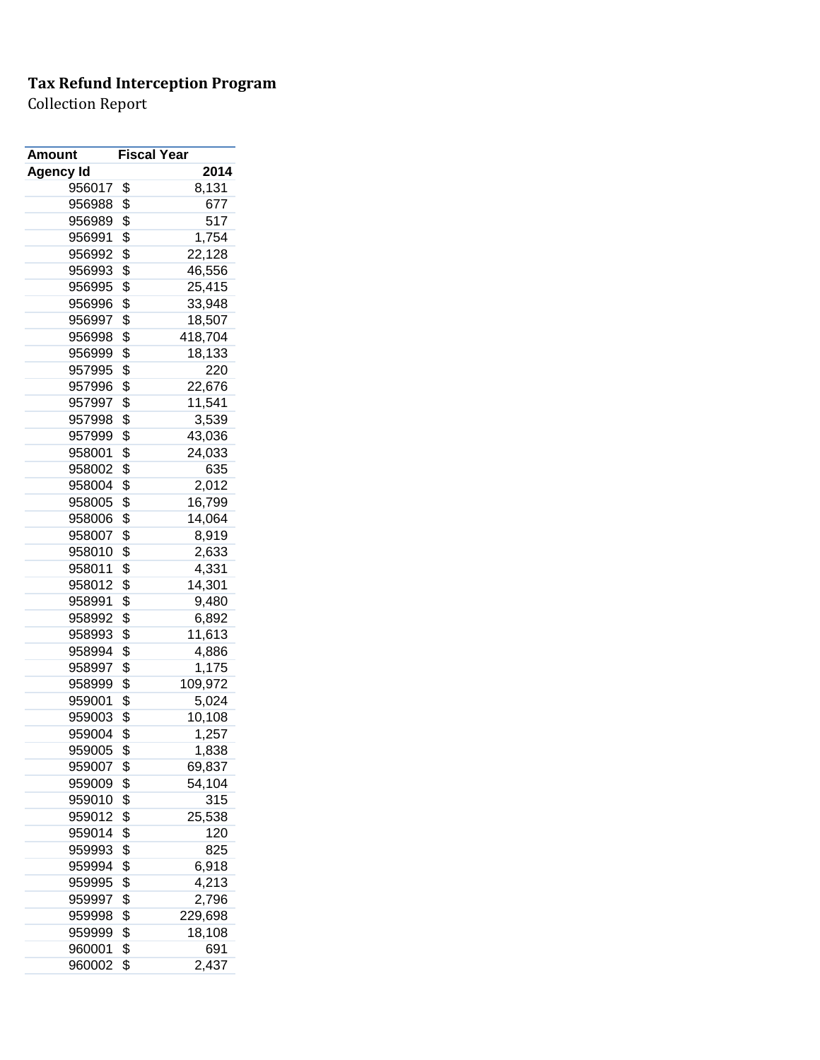**Tax Refund Interception Program**

Collection Report

| Amount | Fiscal Year |
|---|---|
| Agency Id | 2014 |
| 956017 | $ 8,131 |
| 956988 | $ 677 |
| 956989 | $ 517 |
| 956991 | $ 1,754 |
| 956992 | $ 22,128 |
| 956993 | $ 46,556 |
| 956995 | $ 25,415 |
| 956996 | $ 33,948 |
| 956997 | $ 18,507 |
| 956998 | $ 418,704 |
| 956999 | $ 18,133 |
| 957995 | $ 220 |
| 957996 | $ 22,676 |
| 957997 | $ 11,541 |
| 957998 | $ 3,539 |
| 957999 | $ 43,036 |
| 958001 | $ 24,033 |
| 958002 | $ 635 |
| 958004 | $ 2,012 |
| 958005 | $ 16,799 |
| 958006 | $ 14,064 |
| 958007 | $ 8,919 |
| 958010 | $ 2,633 |
| 958011 | $ 4,331 |
| 958012 | $ 14,301 |
| 958991 | $ 9,480 |
| 958992 | $ 6,892 |
| 958993 | $ 11,613 |
| 958994 | $ 4,886 |
| 958997 | $ 1,175 |
| 958999 | $ 109,972 |
| 959001 | $ 5,024 |
| 959003 | $ 10,108 |
| 959004 | $ 1,257 |
| 959005 | $ 1,838 |
| 959007 | $ 69,837 |
| 959009 | $ 54,104 |
| 959010 | $ 315 |
| 959012 | $ 25,538 |
| 959014 | $ 120 |
| 959993 | $ 825 |
| 959994 | $ 6,918 |
| 959995 | $ 4,213 |
| 959997 | $ 2,796 |
| 959998 | $ 229,698 |
| 959999 | $ 18,108 |
| 960001 | $ 691 |
| 960002 | $ 2,437 |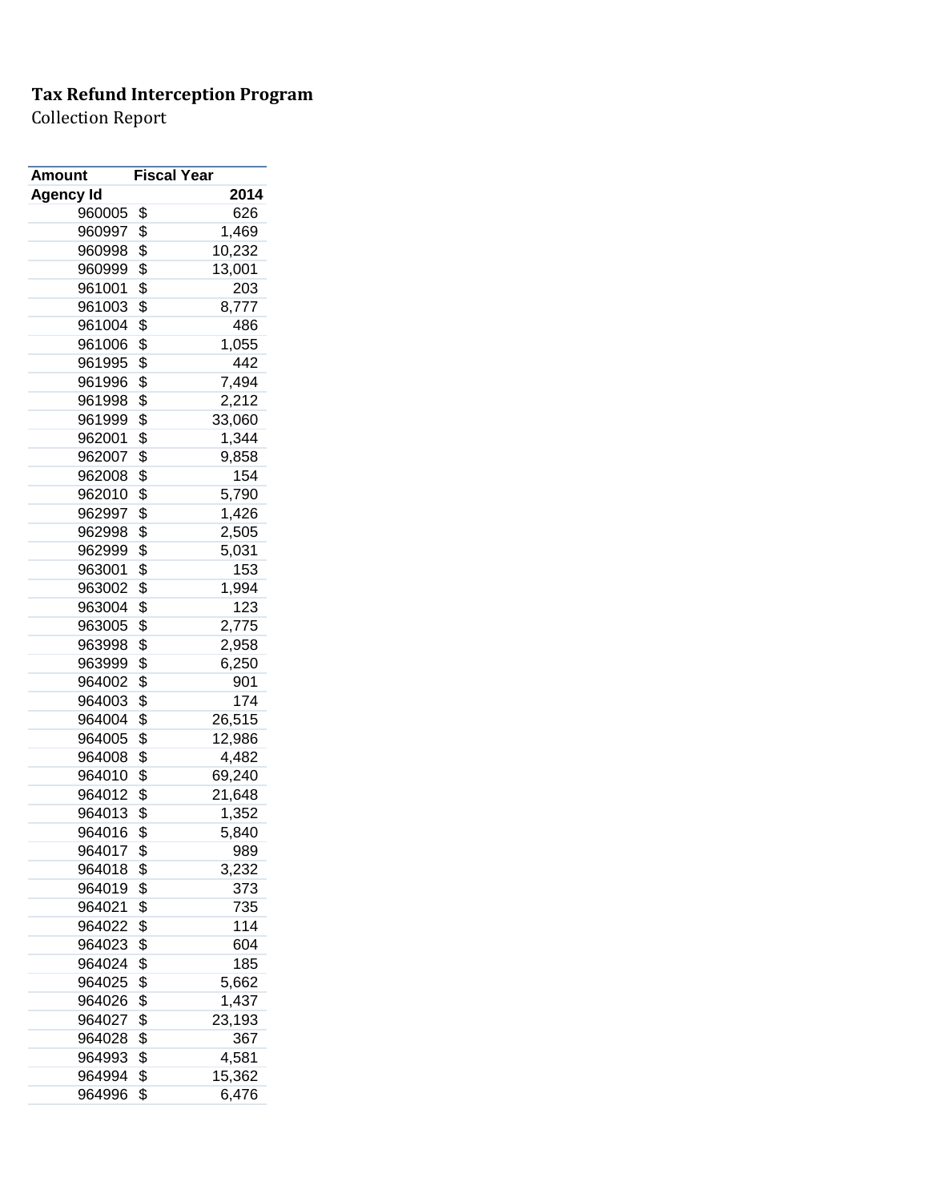**Tax Refund Interception Program**

Collection Report

| Amount | Fiscal Year |
|---|---|
| **Agency Id** | **2014** |
| 960005 | $ 626 |
| 960997 | $ 1,469 |
| 960998 | $ 10,232 |
| 960999 | $ 13,001 |
| 961001 | $ 203 |
| 961003 | $ 8,777 |
| 961004 | $ 486 |
| 961006 | $ 1,055 |
| 961995 | $ 442 |
| 961996 | $ 7,494 |
| 961998 | $ 2,212 |
| 961999 | $ 33,060 |
| 962001 | $ 1,344 |
| 962007 | $ 9,858 |
| 962008 | $ 154 |
| 962010 | $ 5,790 |
| 962997 | $ 1,426 |
| 962998 | $ 2,505 |
| 962999 | $ 5,031 |
| 963001 | $ 153 |
| 963002 | $ 1,994 |
| 963004 | $ 123 |
| 963005 | $ 2,775 |
| 963998 | $ 2,958 |
| 963999 | $ 6,250 |
| 964002 | $ 901 |
| 964003 | $ 174 |
| 964004 | $ 26,515 |
| 964005 | $ 12,986 |
| 964008 | $ 4,482 |
| 964010 | $ 69,240 |
| 964012 | $ 21,648 |
| 964013 | $ 1,352 |
| 964016 | $ 5,840 |
| 964017 | $ 989 |
| 964018 | $ 3,232 |
| 964019 | $ 373 |
| 964021 | $ 735 |
| 964022 | $ 114 |
| 964023 | $ 604 |
| 964024 | $ 185 |
| 964025 | $ 5,662 |
| 964026 | $ 1,437 |
| 964027 | $ 23,193 |
| 964028 | $ 367 |
| 964993 | $ 4,581 |
| 964994 | $ 15,362 |
| 964996 | $ 6,476 |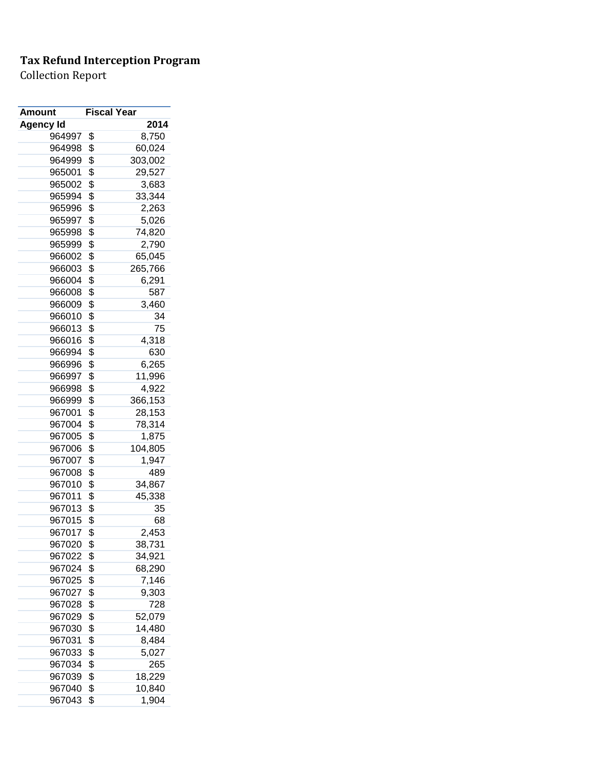**Tax Refund Interception Program**

Collection Report

| Amount | Fiscal Year |
|---|---|
| Agency Id | 2014 |
| 964997 | $ 8,750 |
| 964998 | $ 60,024 |
| 964999 | $ 303,002 |
| 965001 | $ 29,527 |
| 965002 | $ 3,683 |
| 965994 | $ 33,344 |
| 965996 | $ 2,263 |
| 965997 | $ 5,026 |
| 965998 | $ 74,820 |
| 965999 | $ 2,790 |
| 966002 | $ 65,045 |
| 966003 | $ 265,766 |
| 966004 | $ 6,291 |
| 966008 | $ 587 |
| 966009 | $ 3,460 |
| 966010 | $ 34 |
| 966013 | $ 75 |
| 966016 | $ 4,318 |
| 966994 | $ 630 |
| 966996 | $ 6,265 |
| 966997 | $ 11,996 |
| 966998 | $ 4,922 |
| 966999 | $ 366,153 |
| 967001 | $ 28,153 |
| 967004 | $ 78,314 |
| 967005 | $ 1,875 |
| 967006 | $ 104,805 |
| 967007 | $ 1,947 |
| 967008 | $ 489 |
| 967010 | $ 34,867 |
| 967011 | $ 45,338 |
| 967013 | $ 35 |
| 967015 | $ 68 |
| 967017 | $ 2,453 |
| 967020 | $ 38,731 |
| 967022 | $ 34,921 |
| 967024 | $ 68,290 |
| 967025 | $ 7,146 |
| 967027 | $ 9,303 |
| 967028 | $ 728 |
| 967029 | $ 52,079 |
| 967030 | $ 14,480 |
| 967031 | $ 8,484 |
| 967033 | $ 5,027 |
| 967034 | $ 265 |
| 967039 | $ 18,229 |
| 967040 | $ 10,840 |
| 967043 | $ 1,904 |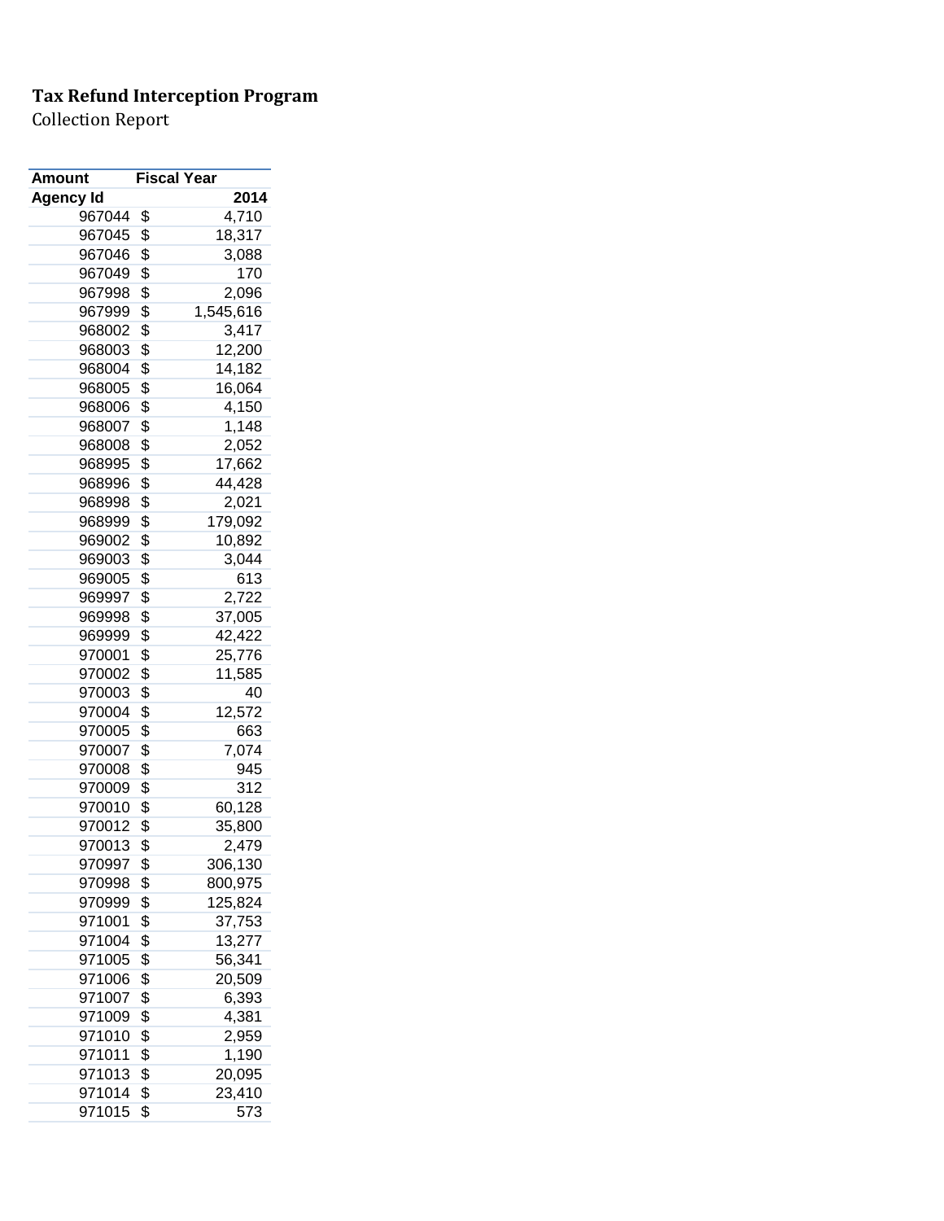**Tax Refund Interception Program**

Collection Report

| Amount | Fiscal Year |
|---|---|
| Agency Id | 2014 |
| 967044 | $ 4,710 |
| 967045 | $ 18,317 |
| 967046 | $ 3,088 |
| 967049 | $ 170 |
| 967998 | $ 2,096 |
| 967999 | $ 1,545,616 |
| 968002 | $ 3,417 |
| 968003 | $ 12,200 |
| 968004 | $ 14,182 |
| 968005 | $ 16,064 |
| 968006 | $ 4,150 |
| 968007 | $ 1,148 |
| 968008 | $ 2,052 |
| 968995 | $ 17,662 |
| 968996 | $ 44,428 |
| 968998 | $ 2,021 |
| 968999 | $ 179,092 |
| 969002 | $ 10,892 |
| 969003 | $ 3,044 |
| 969005 | $ 613 |
| 969997 | $ 2,722 |
| 969998 | $ 37,005 |
| 969999 | $ 42,422 |
| 970001 | $ 25,776 |
| 970002 | $ 11,585 |
| 970003 | $ 40 |
| 970004 | $ 12,572 |
| 970005 | $ 663 |
| 970007 | $ 7,074 |
| 970008 | $ 945 |
| 970009 | $ 312 |
| 970010 | $ 60,128 |
| 970012 | $ 35,800 |
| 970013 | $ 2,479 |
| 970997 | $ 306,130 |
| 970998 | $ 800,975 |
| 970999 | $ 125,824 |
| 971001 | $ 37,753 |
| 971004 | $ 13,277 |
| 971005 | $ 56,341 |
| 971006 | $ 20,509 |
| 971007 | $ 6,393 |
| 971009 | $ 4,381 |
| 971010 | $ 2,959 |
| 971011 | $ 1,190 |
| 971013 | $ 20,095 |
| 971014 | $ 23,410 |
| 971015 | $ 573 |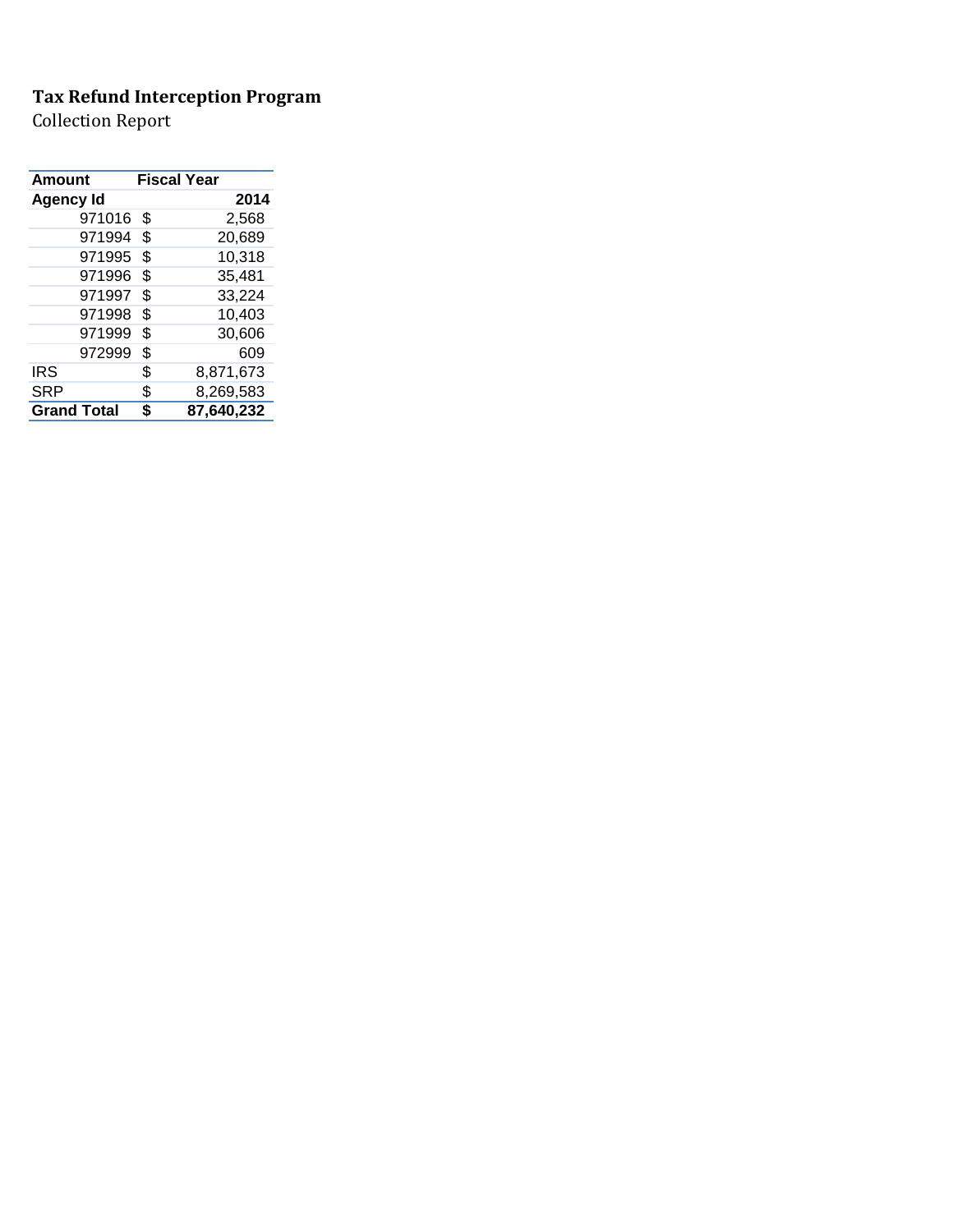**Tax Refund Interception Program**

Collection Report

| Amount | Fiscal Year |
|---|---|
| **Agency Id** | **2014** |
| 971016 | $ 2,568 |
| 971994 | $ 20,689 |
| 971995 | $ 10,318 |
| 971996 | $ 35,481 |
| 971997 | $ 33,224 |
| 971998 | $ 10,403 |
| 971999 | $ 30,606 |
| 972999 | $ 609 |
| IRS | $ 8,871,673 |
| SRP | $ 8,269,583 |
| **Grand Total** | **$ 87,640,232** |